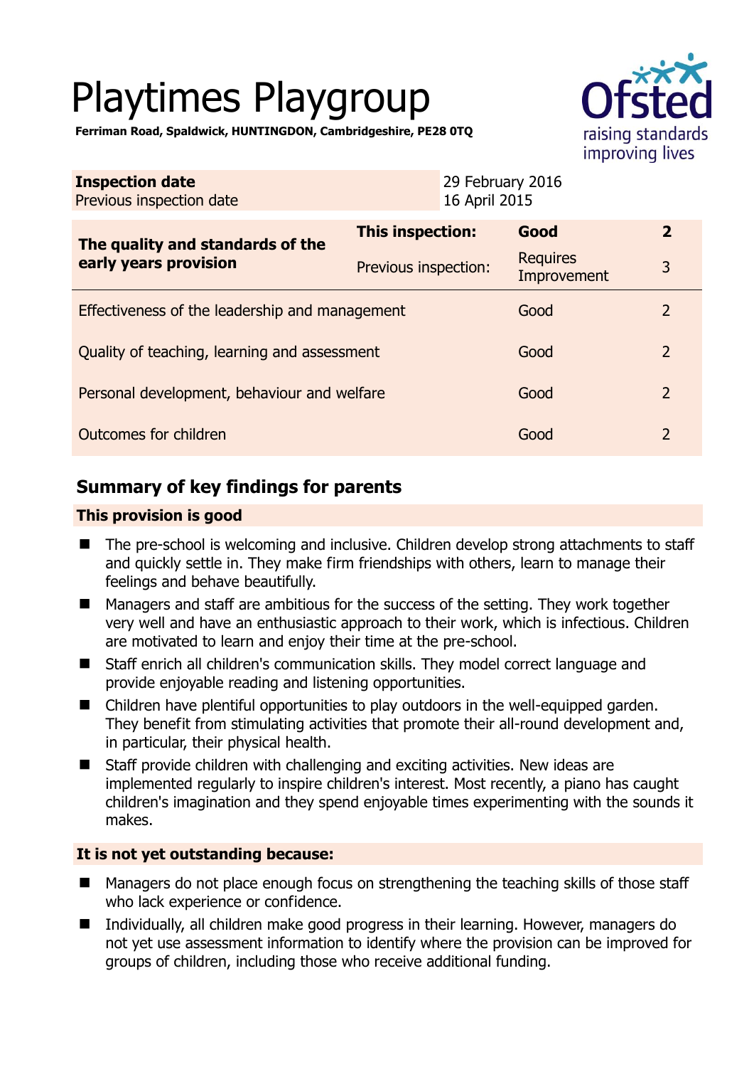# Playtimes Playgroup

**Ferriman Road, Spaldwick, HUNTINGDON, Cambridgeshire, PE28 0TQ**

| **Inspection date** | 29 February 2016 |
|---|---|
| Previous inspection date | 16 April 2015 |

| **The quality and standards of the early years provision** | **This inspection:** | **Good** | **2** |
|---|---|---|---|
| | Previous inspection: | Requires Improvement | 3 |
| Effectiveness of the leadership and management | | Good | 2 |
| Quality of teaching, learning and assessment | | Good | 2 |
| Personal development, behaviour and welfare | | Good | 2 |
| Outcomes for children | | Good | 2 |

## Summary of key findings for parents

### This provision is good

- The pre-school is welcoming and inclusive. Children develop strong attachments to staff and quickly settle in. They make firm friendships with others, learn to manage their feelings and behave beautifully.
- Managers and staff are ambitious for the success of the setting. They work together very well and have an enthusiastic approach to their work, which is infectious. Children are motivated to learn and enjoy their time at the pre-school.
- Staff enrich all children's communication skills. They model correct language and provide enjoyable reading and listening opportunities.
- Children have plentiful opportunities to play outdoors in the well-equipped garden. They benefit from stimulating activities that promote their all-round development and, in particular, their physical health.
- Staff provide children with challenging and exciting activities. New ideas are implemented regularly to inspire children's interest. Most recently, a piano has caught children's imagination and they spend enjoyable times experimenting with the sounds it makes.

### It is not yet outstanding because:

- Managers do not place enough focus on strengthening the teaching skills of those staff who lack experience or confidence.
- Individually, all children make good progress in their learning. However, managers do not yet use assessment information to identify where the provision can be improved for groups of children, including those who receive additional funding.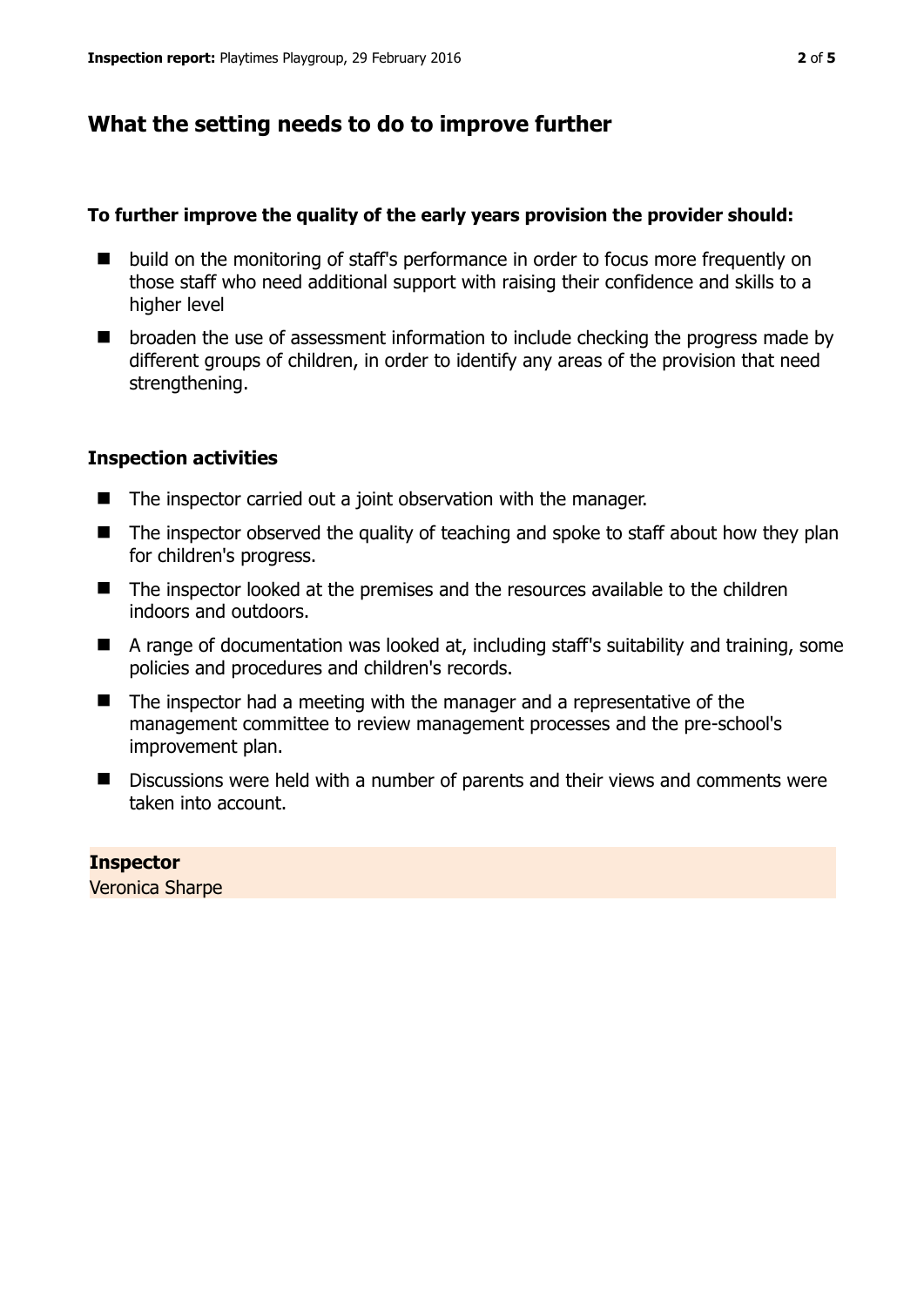## What the setting needs to do to improve further

**To further improve the quality of the early years provision the provider should:**

- build on the monitoring of staff's performance in order to focus more frequently on those staff who need additional support with raising their confidence and skills to a higher level
- broaden the use of assessment information to include checking the progress made by different groups of children, in order to identify any areas of the provision that need strengthening.

### Inspection activities

- The inspector carried out a joint observation with the manager.
- The inspector observed the quality of teaching and spoke to staff about how they plan for children's progress.
- The inspector looked at the premises and the resources available to the children indoors and outdoors.
- A range of documentation was looked at, including staff's suitability and training, some policies and procedures and children's records.
- The inspector had a meeting with the manager and a representative of the management committee to review management processes and the pre-school's improvement plan.
- Discussions were held with a number of parents and their views and comments were taken into account.

**Inspector**
Veronica Sharpe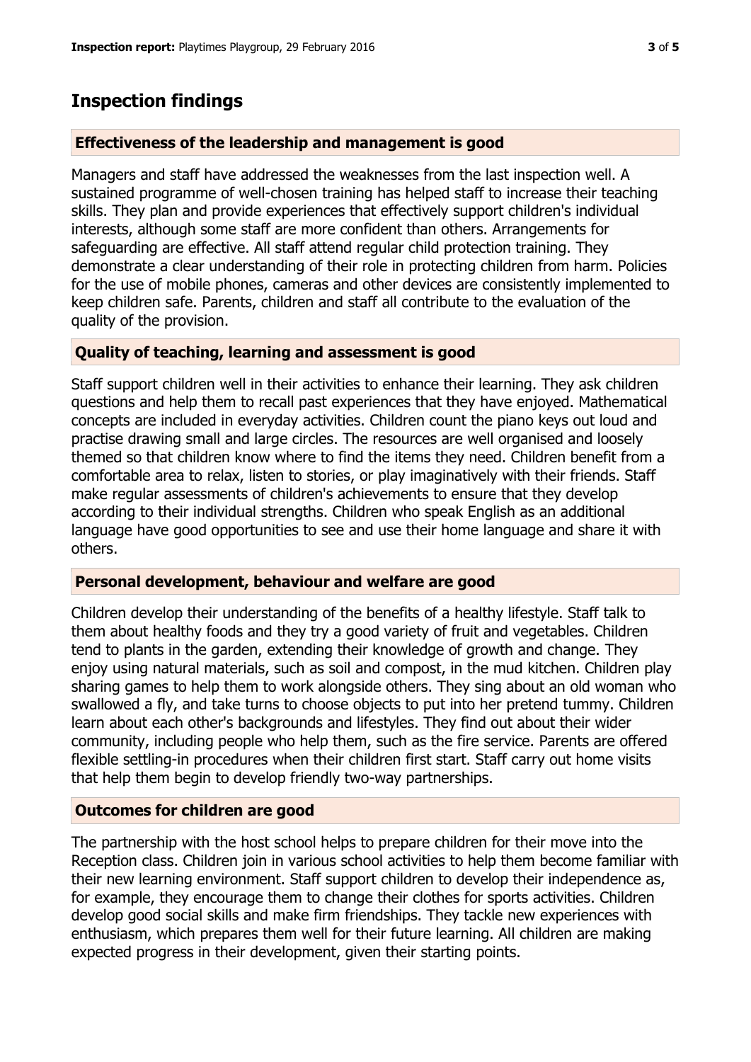# Inspection findings

## Effectiveness of the leadership and management is good

Managers and staff have addressed the weaknesses from the last inspection well. A sustained programme of well-chosen training has helped staff to increase their teaching skills. They plan and provide experiences that effectively support children's individual interests, although some staff are more confident than others. Arrangements for safeguarding are effective. All staff attend regular child protection training. They demonstrate a clear understanding of their role in protecting children from harm. Policies for the use of mobile phones, cameras and other devices are consistently implemented to keep children safe. Parents, children and staff all contribute to the evaluation of the quality of the provision.

## Quality of teaching, learning and assessment is good

Staff support children well in their activities to enhance their learning. They ask children questions and help them to recall past experiences that they have enjoyed. Mathematical concepts are included in everyday activities. Children count the piano keys out loud and practise drawing small and large circles. The resources are well organised and loosely themed so that children know where to find the items they need. Children benefit from a comfortable area to relax, listen to stories, or play imaginatively with their friends. Staff make regular assessments of children's achievements to ensure that they develop according to their individual strengths. Children who speak English as an additional language have good opportunities to see and use their home language and share it with others.

## Personal development, behaviour and welfare are good

Children develop their understanding of the benefits of a healthy lifestyle. Staff talk to them about healthy foods and they try a good variety of fruit and vegetables. Children tend to plants in the garden, extending their knowledge of growth and change. They enjoy using natural materials, such as soil and compost, in the mud kitchen. Children play sharing games to help them to work alongside others. They sing about an old woman who swallowed a fly, and take turns to choose objects to put into her pretend tummy. Children learn about each other's backgrounds and lifestyles. They find out about their wider community, including people who help them, such as the fire service. Parents are offered flexible settling-in procedures when their children first start. Staff carry out home visits that help them begin to develop friendly two-way partnerships.

## Outcomes for children are good

The partnership with the host school helps to prepare children for their move into the Reception class. Children join in various school activities to help them become familiar with their new learning environment. Staff support children to develop their independence as, for example, they encourage them to change their clothes for sports activities. Children develop good social skills and make firm friendships. They tackle new experiences with enthusiasm, which prepares them well for their future learning. All children are making expected progress in their development, given their starting points.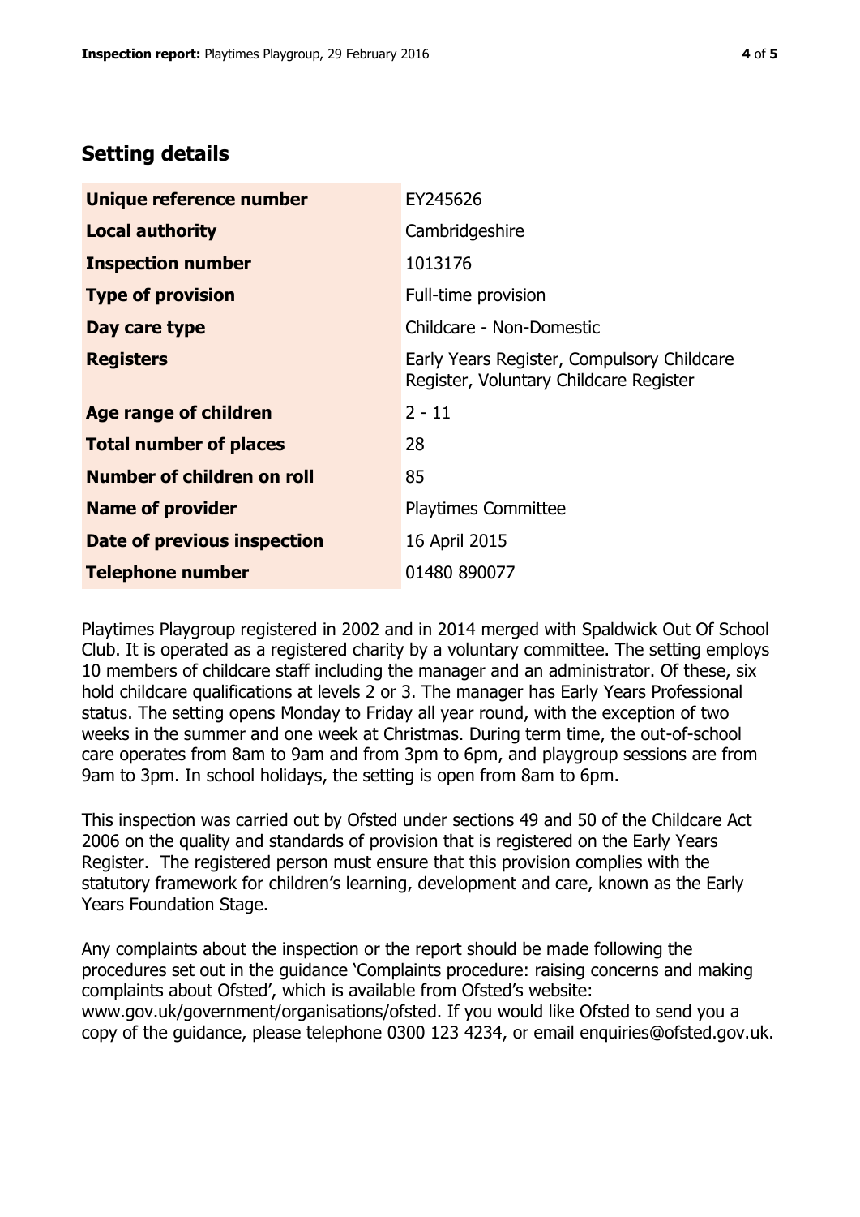## Setting details

| | |
|---|---|
| **Unique reference number** | EY245626 |
| **Local authority** | Cambridgeshire |
| **Inspection number** | 1013176 |
| **Type of provision** | Full-time provision |
| **Day care type** | Childcare - Non-Domestic |
| **Registers** | Early Years Register, Compulsory Childcare Register, Voluntary Childcare Register |
| **Age range of children** | 2 - 11 |
| **Total number of places** | 28 |
| **Number of children on roll** | 85 |
| **Name of provider** | Playtimes Committee |
| **Date of previous inspection** | 16 April 2015 |
| **Telephone number** | 01480 890077 |

Playtimes Playgroup registered in 2002 and in 2014 merged with Spaldwick Out Of School Club. It is operated as a registered charity by a voluntary committee. The setting employs 10 members of childcare staff including the manager and an administrator. Of these, six hold childcare qualifications at levels 2 or 3. The manager has Early Years Professional status. The setting opens Monday to Friday all year round, with the exception of two weeks in the summer and one week at Christmas. During term time, the out-of-school care operates from 8am to 9am and from 3pm to 6pm, and playgroup sessions are from 9am to 3pm. In school holidays, the setting is open from 8am to 6pm.

This inspection was carried out by Ofsted under sections 49 and 50 of the Childcare Act 2006 on the quality and standards of provision that is registered on the Early Years Register. The registered person must ensure that this provision complies with the statutory framework for children's learning, development and care, known as the Early Years Foundation Stage.

Any complaints about the inspection or the report should be made following the procedures set out in the guidance 'Complaints procedure: raising concerns and making complaints about Ofsted', which is available from Ofsted's website: www.gov.uk/government/organisations/ofsted. If you would like Ofsted to send you a copy of the guidance, please telephone 0300 123 4234, or email enquiries@ofsted.gov.uk.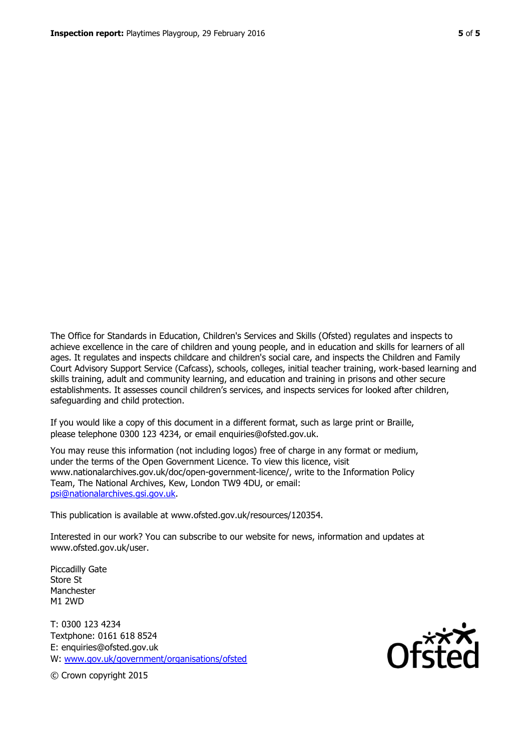The Office for Standards in Education, Children's Services and Skills (Ofsted) regulates and inspects to achieve excellence in the care of children and young people, and in education and skills for learners of all ages. It regulates and inspects childcare and children's social care, and inspects the Children and Family Court Advisory Support Service (Cafcass), schools, colleges, initial teacher training, work-based learning and skills training, adult and community learning, and education and training in prisons and other secure establishments. It assesses council children's services, and inspects services for looked after children, safeguarding and child protection.

If you would like a copy of this document in a different format, such as large print or Braille, please telephone 0300 123 4234, or email enquiries@ofsted.gov.uk.

You may reuse this information (not including logos) free of charge in any format or medium, under the terms of the Open Government Licence. To view this licence, visit www.nationalarchives.gov.uk/doc/open-government-licence/, write to the Information Policy Team, The National Archives, Kew, London TW9 4DU, or email: psi@nationalarchives.gsi.gov.uk.

This publication is available at www.ofsted.gov.uk/resources/120354.

Interested in our work? You can subscribe to our website for news, information and updates at www.ofsted.gov.uk/user.

Piccadilly Gate
Store St
Manchester
M1 2WD

T: 0300 123 4234
Textphone: 0161 618 8524
E: enquiries@ofsted.gov.uk
W: www.gov.uk/government/organisations/ofsted

© Crown copyright 2015